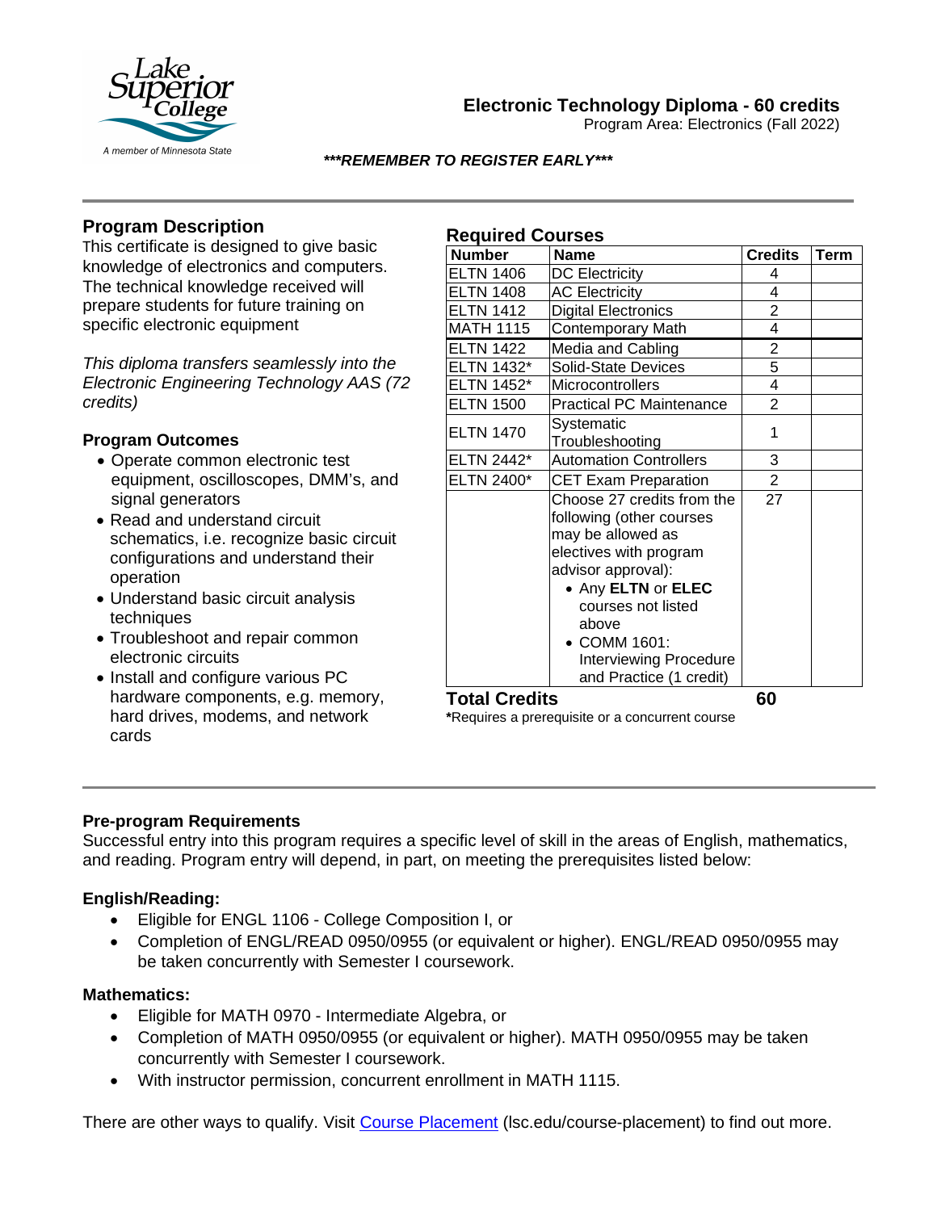# Electronic Technology Diploma - 60 credits

Program Area: Electronics (Fall 2022)

***REMEMBER TO REGISTER EARLY***

## Program Description

This certificate is designed to give basic knowledge of electronics and computers. The technical knowledge received will prepare students for future training on specific electronic equipment

*This diploma transfers seamlessly into the Electronic Engineering Technology AAS (72 credits)*

### Program Outcomes

- Operate common electronic test equipment, oscilloscopes, DMM's, and signal generators
- Read and understand circuit schematics, i.e. recognize basic circuit configurations and understand their operation
- Understand basic circuit analysis techniques
- Troubleshoot and repair common electronic circuits
- Install and configure various PC hardware components, e.g. memory, hard drives, modems, and network cards

## Required Courses

| Number | Name | Credits | Term |
|---|---|---|---|
| ELTN 1406 | DC Electricity | 4 | |
| ELTN 1408 | AC Electricity | 4 | |
| ELTN 1412 | Digital Electronics | 2 | |
| MATH 1115 | Contemporary Math | 4 | |
| ELTN 1422 | Media and Cabling | 2 | |
| ELTN 1432* | Solid-State Devices | 5 | |
| ELTN 1452* | Microcontrollers | 4 | |
| ELTN 1500 | Practical PC Maintenance | 2 | |
| ELTN 1470 | Systematic Troubleshooting | 1 | |
| ELTN 2442* | Automation Controllers | 3 | |
| ELTN 2400* | CET Exam Preparation | 2 | |
| | Choose 27 credits from the following (other courses may be allowed as electives with program advisor approval):<br>• Any **ELTN** or **ELEC** courses not listed above<br>• COMM 1601: Interviewing Procedure and Practice (1 credit) | 27 | |
| **Total Credits** | | **60** | |

*Requires a prerequisite or a concurrent course

### Pre-program Requirements

Successful entry into this program requires a specific level of skill in the areas of English, mathematics, and reading. Program entry will depend, in part, on meeting the prerequisites listed below:

#### English/Reading:

- Eligible for ENGL 1106 - College Composition I, or
- Completion of ENGL/READ 0950/0955 (or equivalent or higher). ENGL/READ 0950/0955 may be taken concurrently with Semester I coursework.

#### Mathematics:

- Eligible for MATH 0970 - Intermediate Algebra, or
- Completion of MATH 0950/0955 (or equivalent or higher). MATH 0950/0955 may be taken concurrently with Semester I coursework.
- With instructor permission, concurrent enrollment in MATH 1115.

There are other ways to qualify. Visit [Course Placement](lsc.edu/course-placement) (lsc.edu/course-placement) to find out more.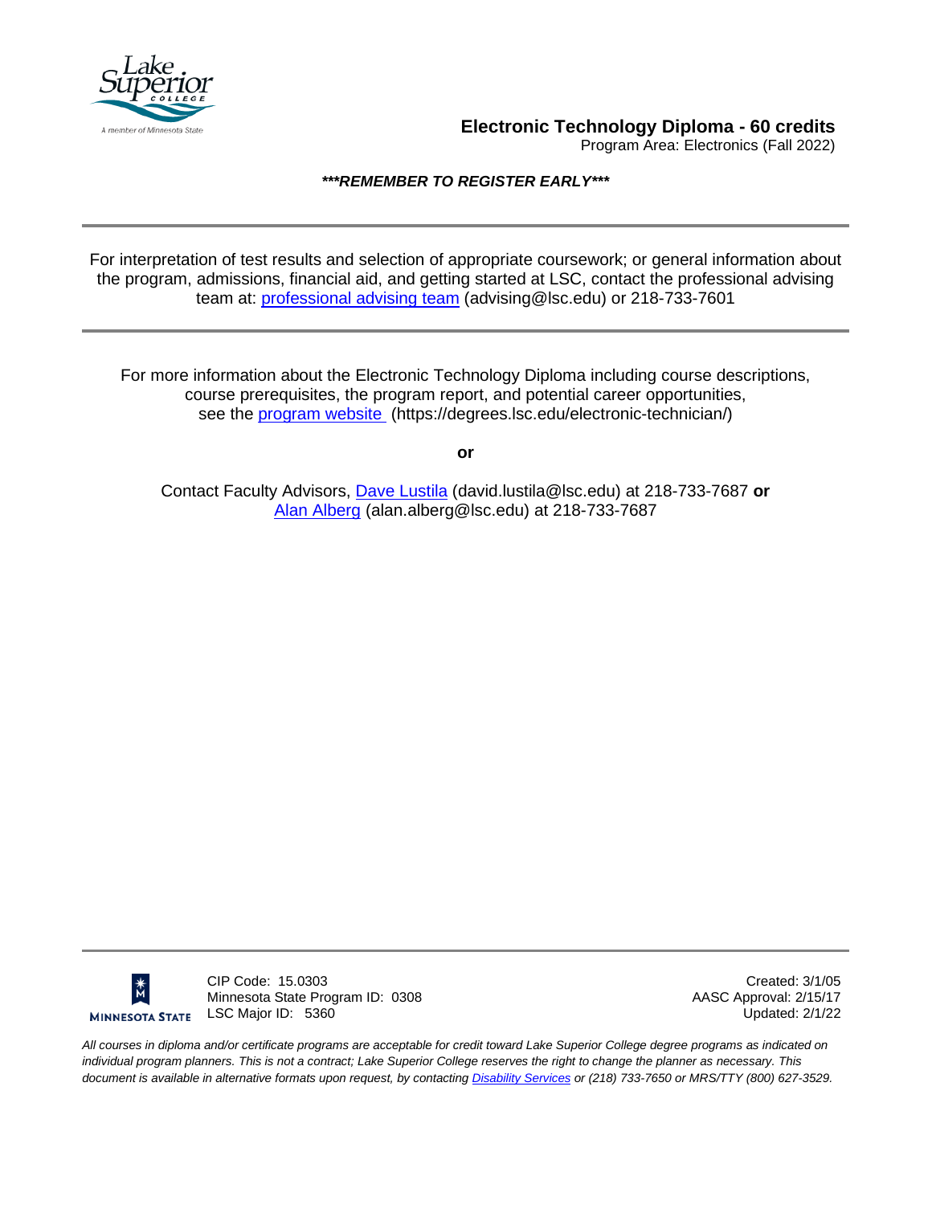## Electronic Technology Diploma - 60 credits

Program Area: Electronics (Fall 2022)

***REMEMBER TO REGISTER EARLY***

---

For interpretation of test results and selection of appropriate coursework; or general information about the program, admissions, financial aid, and getting started at LSC, contact the professional advising team at: professional advising team (advising@lsc.edu) or 218-733-7601

---

For more information about the Electronic Technology Diploma including course descriptions, course prerequisites, the program report, and potential career opportunities, see the program website (https://degrees.lsc.edu/electronic-technician/)

**or**

Contact Faculty Advisors, Dave Lustila (david.lustila@lsc.edu) at 218-733-7687 **or** Alan Alberg (alan.alberg@lsc.edu) at 218-733-7687

---

CIP Code: 15.0303
Minnesota State Program ID: 0308
LSC Major ID: 5360

Created: 3/1/05
AASC Approval: 2/15/17
Updated: 2/1/22

*All courses in diploma and/or certificate programs are acceptable for credit toward Lake Superior College degree programs as indicated on individual program planners. This is not a contract; Lake Superior College reserves the right to change the planner as necessary. This document is available in alternative formats upon request, by contacting Disability Services or (218) 733-7650 or MRS/TTY (800) 627-3529.*